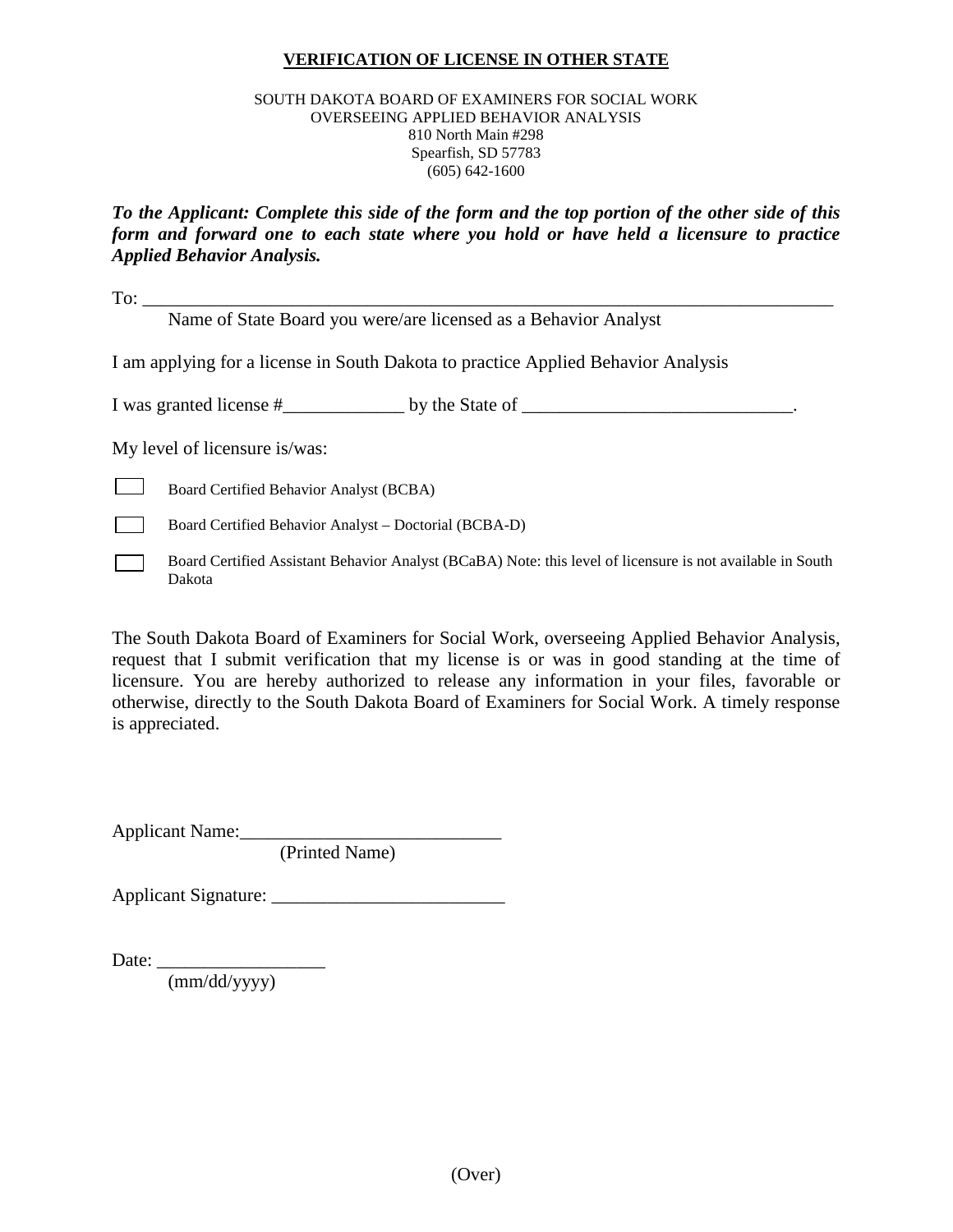# VERIFICATION OF LICENSE IN OTHER STATE

SOUTH DAKOTA BOARD OF EXAMINERS FOR SOCIAL WORK
OVERSEEING APPLIED BEHAVIOR ANALYSIS
810 North Main #298
Spearfish, SD 57783
(605) 642-1600

***To the Applicant: Complete this side of the form and the top portion of the other side of this form and forward one to each state where you hold or have held a licensure to practice Applied Behavior Analysis.***

To: ____________________________________________________________________________
Name of State Board you were/are licensed as a Behavior Analyst

I am applying for a license in South Dakota to practice Applied Behavior Analysis

I was granted license #_____________ by the State of _____________________________.

My level of licensure is/was:

- ☐ Board Certified Behavior Analyst (BCBA)
- ☐ Board Certified Behavior Analyst – Doctorial (BCBA-D)
- ☐ Board Certified Assistant Behavior Analyst (BCaBA) Note: this level of licensure is not available in South Dakota

The South Dakota Board of Examiners for Social Work, overseeing Applied Behavior Analysis, request that I submit verification that my license is or was in good standing at the time of licensure. You are hereby authorized to release any information in your files, favorable or otherwise, directly to the South Dakota Board of Examiners for Social Work. A timely response is appreciated.

Applicant Name:____________________________
(Printed Name)

Applicant Signature: _________________________

Date: __________________
(mm/dd/yyyy)

(Over)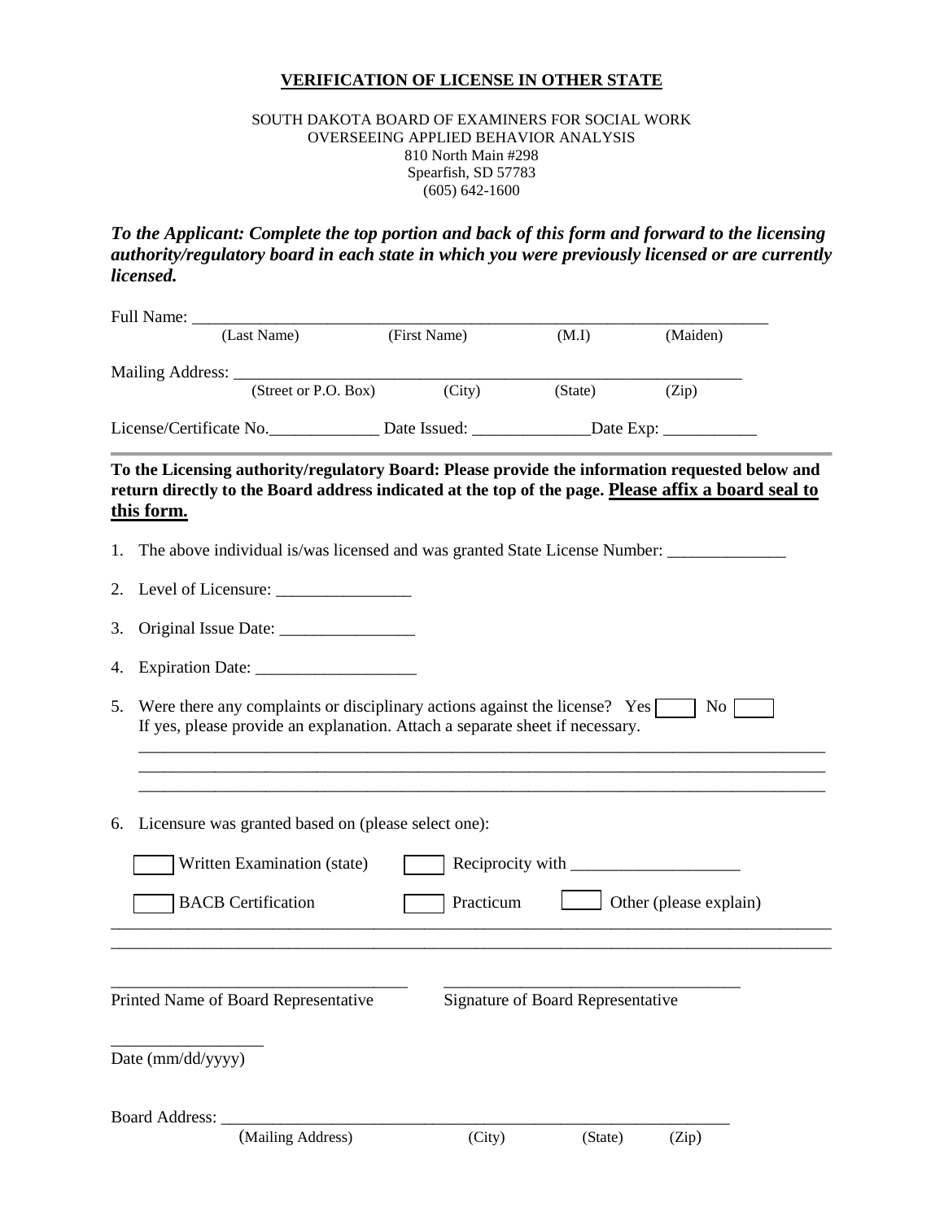## VERIFICATION OF LICENSE IN OTHER STATE

SOUTH DAKOTA BOARD OF EXAMINERS FOR SOCIAL WORK
OVERSEEING APPLIED BEHAVIOR ANALYSIS
810 North Main #298
Spearfish, SD 57783
(605) 642-1600

***To the Applicant: Complete the top portion and back of this form and forward to the licensing authority/regulatory board in each state in which you were previously licensed or are currently licensed.***

Full Name: ___________________________________________________________________
(Last Name) (First Name) (M.I) (Maiden)

Mailing Address: _________________________________________________________
(Street or P.O. Box) (City) (State) (Zip)

License/Certificate No.____________ Date Issued: _____________Date Exp: ___________

---

**To the Licensing authority/regulatory Board: Please provide the information requested below and return directly to the Board address indicated at the top of the page. <u>Please affix a board seal to this form.</u>**

1. The above individual is/was licensed and was granted State License Number: ______________
2. Level of Licensure: ________________
3. Original Issue Date: ________________
4. Expiration Date: ___________________
5. Were there any complaints or disciplinary actions against the license? Yes ☐ No ☐
   If yes, please provide an explanation. Attach a separate sheet if necessary.
   ________________________________________________________________________________
   ________________________________________________________________________________
   ________________________________________________________________________________
6. Licensure was granted based on (please select one):

☐ Written Examination (state) ☐ Reciprocity with ___________________

☐ BACB Certification ☐ Practicum ☐ Other (please explain)

________________________________________________________________________________
________________________________________________________________________________

__________________________________ __________________________________
Printed Name of Board Representative Signature of Board Representative

_________________
Date (mm/dd/yyyy)

Board Address: ___________________________________________________________
(Mailing Address) (City) (State) (Zip)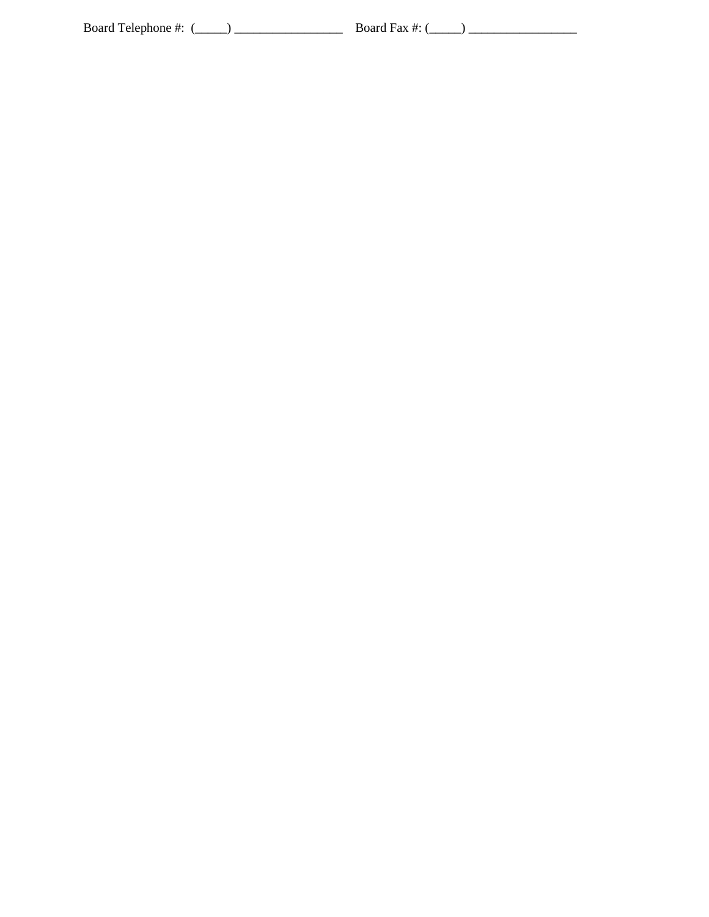Board Telephone #: (_____) _________________ Board Fax #: (_____) _________________